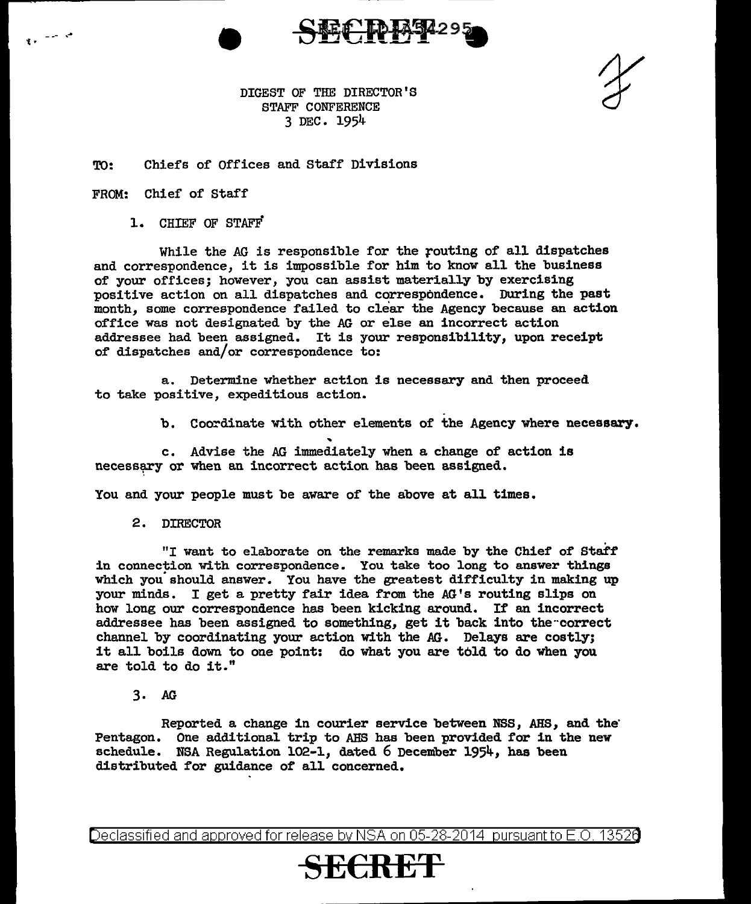DIGEST OF THE DIRECTOR'S
STAFF CONFERENCE
3 DEC. 1954

TO: Chiefs of Offices and Staff Divisions

FROM: Chief of Staff

1. CHIEF OF STAFF

While the AG is responsible for the routing of all dispatches and correspondence, it is impossible for him to know all the business of your offices; however, you can assist materially by exercising positive action on all dispatches and correspondence. During the past month, some correspondence failed to clear the Agency because an action office was not designated by the AG or else an incorrect action addressee had been assigned. It is your responsibility, upon receipt of dispatches and/or correspondence to:

a. Determine whether action is necessary and then proceed to take positive, expeditious action.

b. Coordinate with other elements of the Agency where necessary.

c. Advise the AG immediately when a change of action is necessary or when an incorrect action has been assigned.

You and your people must be aware of the above at all times.

2. DIRECTOR

"I want to elaborate on the remarks made by the Chief of Staff in connection with correspondence. You take too long to answer things which you should answer. You have the greatest difficulty in making up your minds. I get a pretty fair idea from the AG's routing slips on how long our correspondence has been kicking around. If an incorrect addressee has been assigned to something, get it back into the correct channel by coordinating your action with the AG. Delays are costly; it all boils down to one point: do what you are told to do when you are told to do it."

3. AG

Reported a change in courier service between NSS, AHS, and the Pentagon. One additional trip to AHS has been provided for in the new schedule. NSA Regulation 102-1, dated 6 December 1954, has been distributed for guidance of all concerned.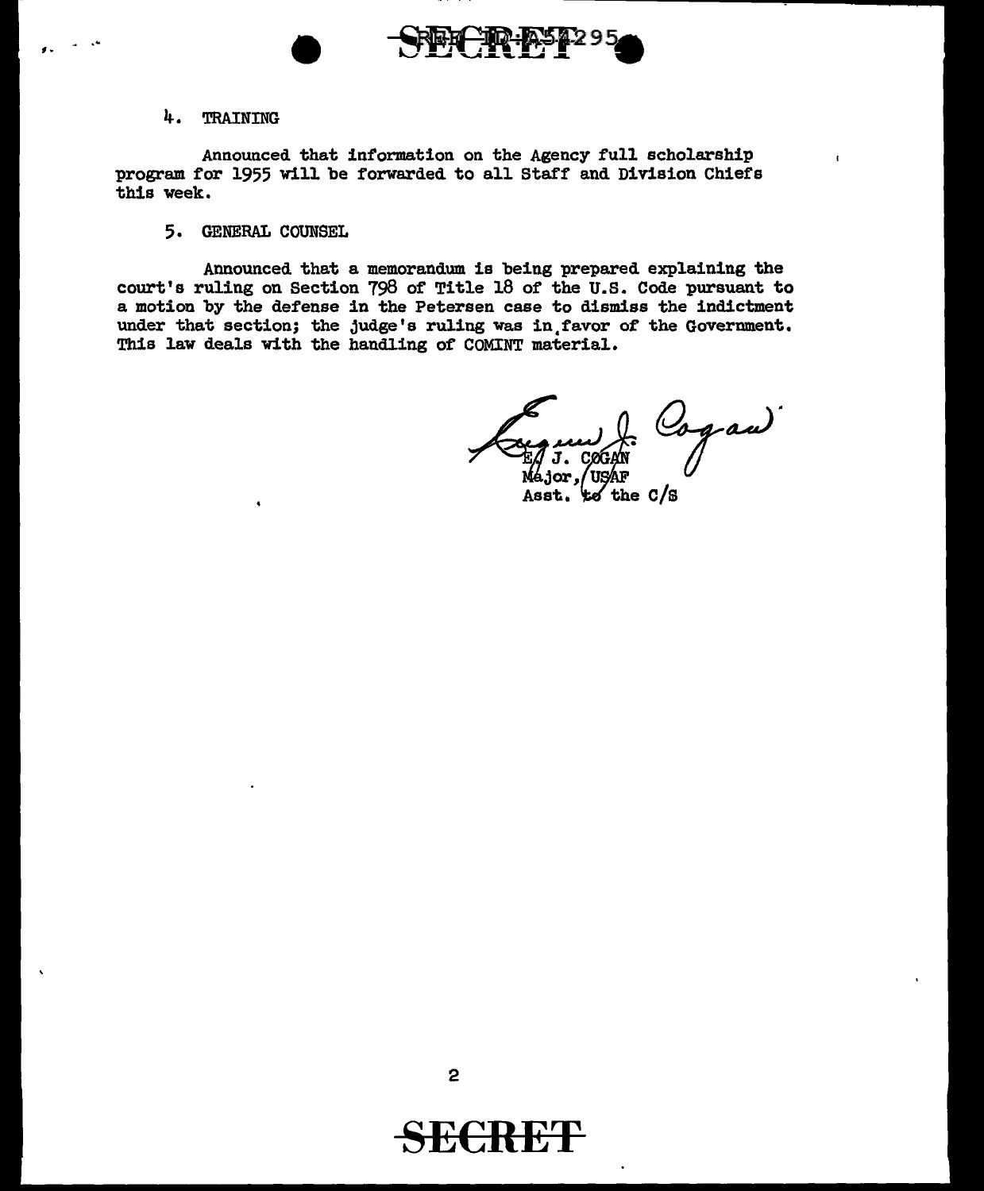SECRET

4. TRAINING

Announced that information on the Agency full scholarship program for 1955 will be forwarded to all Staff and Division Chiefs this week.

5. GENERAL COUNSEL

Announced that a memorandum is being prepared explaining the court's ruling on Section 798 of Title 18 of the U.S. Code pursuant to a motion by the defense in the Petersen case to dismiss the indictment under that section; the judge's ruling was in favor of the Government. This law deals with the handling of COMINT material.

E. J. COGAN
Major, USAF
Asst. to the C/S

SECRET